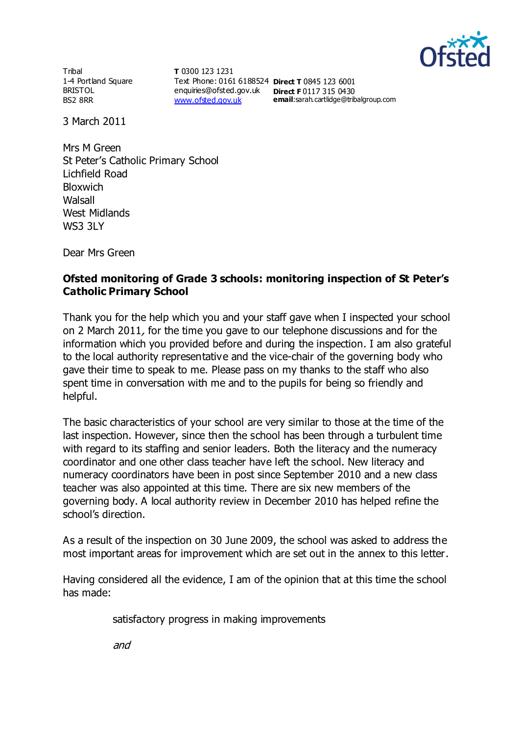Ofsted

Tribal
1-4 Portland Square
BRISTOL
BS2 8RR

**T** 0300 123 1231
Text Phone: 0161 6188524
enquiries@ofsted.gov.uk
www.ofsted.gov.uk

**Direct T** 0845 123 6001
**Direct F** 0117 315 0430
**email**:sarah.cartlidge@tribalgroup.com

3 March 2011

Mrs M Green
St Peter's Catholic Primary School
Lichfield Road
Bloxwich
Walsall
West Midlands
WS3 3LY

Dear Mrs Green

**Ofsted monitoring of Grade 3 schools: monitoring inspection of St Peter's Catholic Primary School**

Thank you for the help which you and your staff gave when I inspected your school on 2 March 2011, for the time you gave to our telephone discussions and for the information which you provided before and during the inspection. I am also grateful to the local authority representative and the vice-chair of the governing body who gave their time to speak to me. Please pass on my thanks to the staff who also spent time in conversation with me and to the pupils for being so friendly and helpful.

The basic characteristics of your school are very similar to those at the time of the last inspection. However, since then the school has been through a turbulent time with regard to its staffing and senior leaders. Both the literacy and the numeracy coordinator and one other class teacher have left the school. New literacy and numeracy coordinators have been in post since September 2010 and a new class teacher was also appointed at this time. There are six new members of the governing body. A local authority review in December 2010 has helped refine the school's direction.

As a result of the inspection on 30 June 2009, the school was asked to address the most important areas for improvement which are set out in the annex to this letter.

Having considered all the evidence, I am of the opinion that at this time the school has made:

satisfactory progress in making improvements

*and*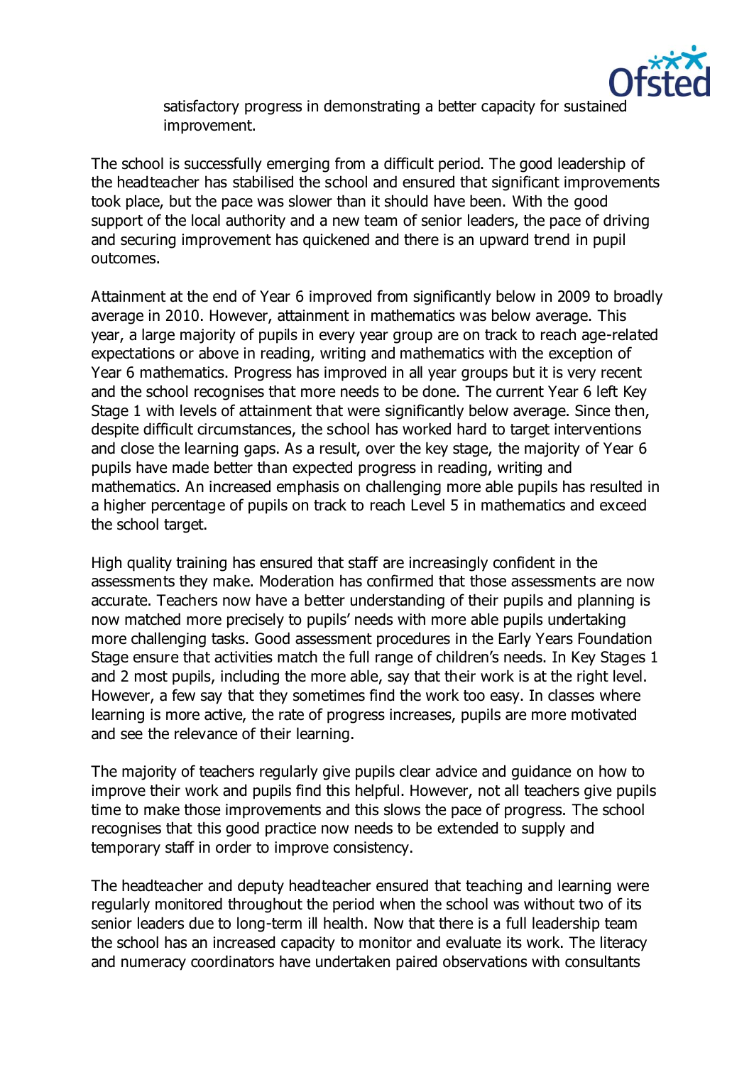satisfactory progress in demonstrating a better capacity for sustained improvement.

The school is successfully emerging from a difficult period. The good leadership of the headteacher has stabilised the school and ensured that significant improvements took place, but the pace was slower than it should have been. With the good support of the local authority and a new team of senior leaders, the pace of driving and securing improvement has quickened and there is an upward trend in pupil outcomes.

Attainment at the end of Year 6 improved from significantly below in 2009 to broadly average in 2010. However, attainment in mathematics was below average. This year, a large majority of pupils in every year group are on track to reach age-related expectations or above in reading, writing and mathematics with the exception of Year 6 mathematics. Progress has improved in all year groups but it is very recent and the school recognises that more needs to be done. The current Year 6 left Key Stage 1 with levels of attainment that were significantly below average. Since then, despite difficult circumstances, the school has worked hard to target interventions and close the learning gaps. As a result, over the key stage, the majority of Year 6 pupils have made better than expected progress in reading, writing and mathematics. An increased emphasis on challenging more able pupils has resulted in a higher percentage of pupils on track to reach Level 5 in mathematics and exceed the school target.

High quality training has ensured that staff are increasingly confident in the assessments they make. Moderation has confirmed that those assessments are now accurate. Teachers now have a better understanding of their pupils and planning is now matched more precisely to pupils' needs with more able pupils undertaking more challenging tasks. Good assessment procedures in the Early Years Foundation Stage ensure that activities match the full range of children's needs. In Key Stages 1 and 2 most pupils, including the more able, say that their work is at the right level. However, a few say that they sometimes find the work too easy. In classes where learning is more active, the rate of progress increases, pupils are more motivated and see the relevance of their learning.

The majority of teachers regularly give pupils clear advice and guidance on how to improve their work and pupils find this helpful. However, not all teachers give pupils time to make those improvements and this slows the pace of progress. The school recognises that this good practice now needs to be extended to supply and temporary staff in order to improve consistency.

The headteacher and deputy headteacher ensured that teaching and learning were regularly monitored throughout the period when the school was without two of its senior leaders due to long-term ill health. Now that there is a full leadership team the school has an increased capacity to monitor and evaluate its work. The literacy and numeracy coordinators have undertaken paired observations with consultants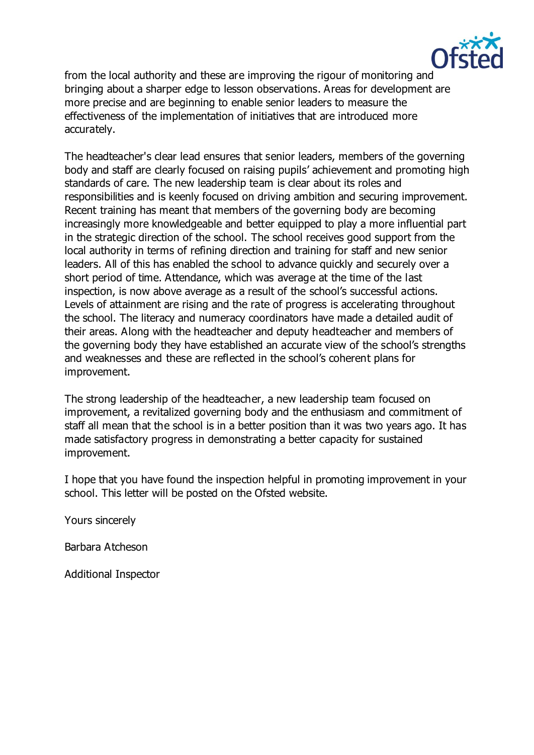from the local authority and these are improving the rigour of monitoring and bringing about a sharper edge to lesson observations. Areas for development are more precise and are beginning to enable senior leaders to measure the effectiveness of the implementation of initiatives that are introduced more accurately.

The headteacher's clear lead ensures that senior leaders, members of the governing body and staff are clearly focused on raising pupils' achievement and promoting high standards of care. The new leadership team is clear about its roles and responsibilities and is keenly focused on driving ambition and securing improvement. Recent training has meant that members of the governing body are becoming increasingly more knowledgeable and better equipped to play a more influential part in the strategic direction of the school. The school receives good support from the local authority in terms of refining direction and training for staff and new senior leaders. All of this has enabled the school to advance quickly and securely over a short period of time. Attendance, which was average at the time of the last inspection, is now above average as a result of the school's successful actions. Levels of attainment are rising and the rate of progress is accelerating throughout the school. The literacy and numeracy coordinators have made a detailed audit of their areas. Along with the headteacher and deputy headteacher and members of the governing body they have established an accurate view of the school's strengths and weaknesses and these are reflected in the school's coherent plans for improvement.

The strong leadership of the headteacher, a new leadership team focused on improvement, a revitalized governing body and the enthusiasm and commitment of staff all mean that the school is in a better position than it was two years ago. It has made satisfactory progress in demonstrating a better capacity for sustained improvement.

I hope that you have found the inspection helpful in promoting improvement in your school. This letter will be posted on the Ofsted website.

Yours sincerely

Barbara Atcheson

Additional Inspector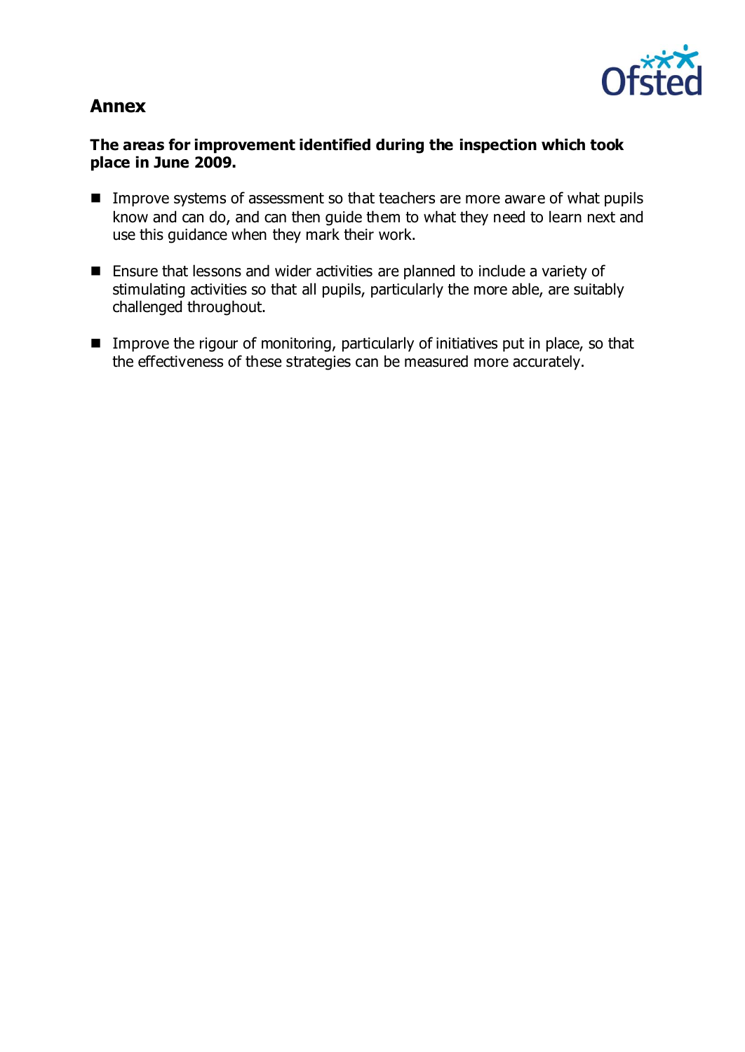## Annex

**The areas for improvement identified during the inspection which took place in June 2009.**

- Improve systems of assessment so that teachers are more aware of what pupils know and can do, and can then guide them to what they need to learn next and use this guidance when they mark their work.
- Ensure that lessons and wider activities are planned to include a variety of stimulating activities so that all pupils, particularly the more able, are suitably challenged throughout.
- Improve the rigour of monitoring, particularly of initiatives put in place, so that the effectiveness of these strategies can be measured more accurately.